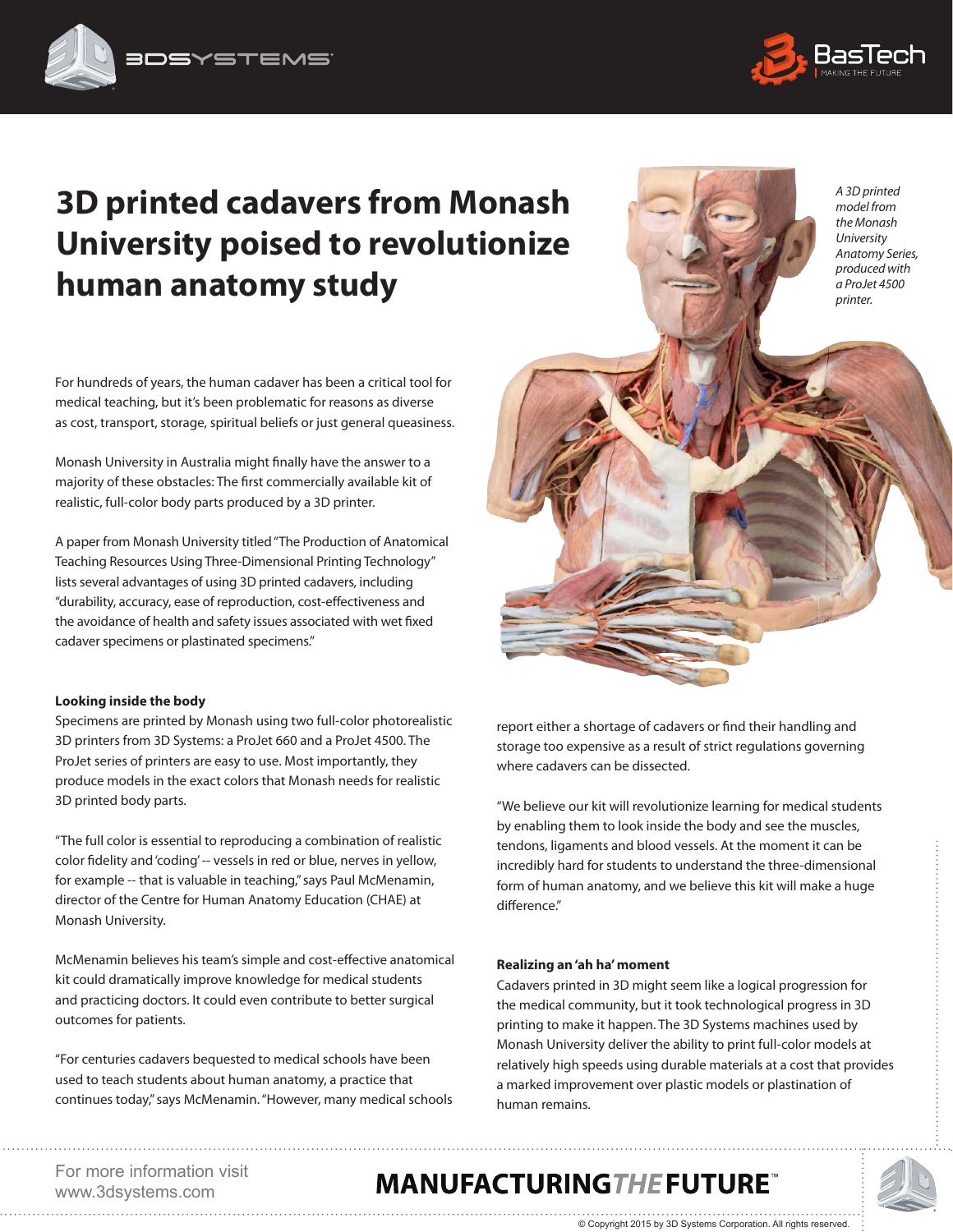# 3D printed cadavers from Monash University poised to revolutionize human anatomy study

*A 3D printed model from the Monash University Anatomy Series, produced with a ProJet 4500 printer.*

For hundreds of years, the human cadaver has been a critical tool for medical teaching, but it's been problematic for reasons as diverse as cost, transport, storage, spiritual beliefs or just general queasiness.

Monash University in Australia might finally have the answer to a majority of these obstacles: The first commercially available kit of realistic, full-color body parts produced by a 3D printer.

A paper from Monash University titled "The Production of Anatomical Teaching Resources Using Three-Dimensional Printing Technology" lists several advantages of using 3D printed cadavers, including "durability, accuracy, ease of reproduction, cost-effectiveness and the avoidance of health and safety issues associated with wet fixed cadaver specimens or plastinated specimens."

**Looking inside the body**

Specimens are printed by Monash using two full-color photorealistic 3D printers from 3D Systems: a ProJet 660 and a ProJet 4500. The ProJet series of printers are easy to use. Most importantly, they produce models in the exact colors that Monash needs for realistic 3D printed body parts.

"The full color is essential to reproducing a combination of realistic color fidelity and 'coding' -- vessels in red or blue, nerves in yellow, for example -- that is valuable in teaching," says Paul McMenamin, director of the Centre for Human Anatomy Education (CHAE) at Monash University.

McMenamin believes his team's simple and cost-effective anatomical kit could dramatically improve knowledge for medical students and practicing doctors. It could even contribute to better surgical outcomes for patients.

"For centuries cadavers bequested to medical schools have been used to teach students about human anatomy, a practice that continues today," says McMenamin. "However, many medical schools report either a shortage of cadavers or find their handling and storage too expensive as a result of strict regulations governing where cadavers can be dissected.

"We believe our kit will revolutionize learning for medical students by enabling them to look inside the body and see the muscles, tendons, ligaments and blood vessels. At the moment it can be incredibly hard for students to understand the three-dimensional form of human anatomy, and we believe this kit will make a huge difference."

**Realizing an 'ah ha' moment**

Cadavers printed in 3D might seem like a logical progression for the medical community, but it took technological progress in 3D printing to make it happen. The 3D Systems machines used by Monash University deliver the ability to print full-color models at relatively high speeds using durable materials at a cost that provides a marked improvement over plastic models or plastination of human remains.

For more information visit www.3dsystems.com

MANUFACTURING *THE* FUTURE™

© Copyright 2015 by 3D Systems Corporation. All rights reserved.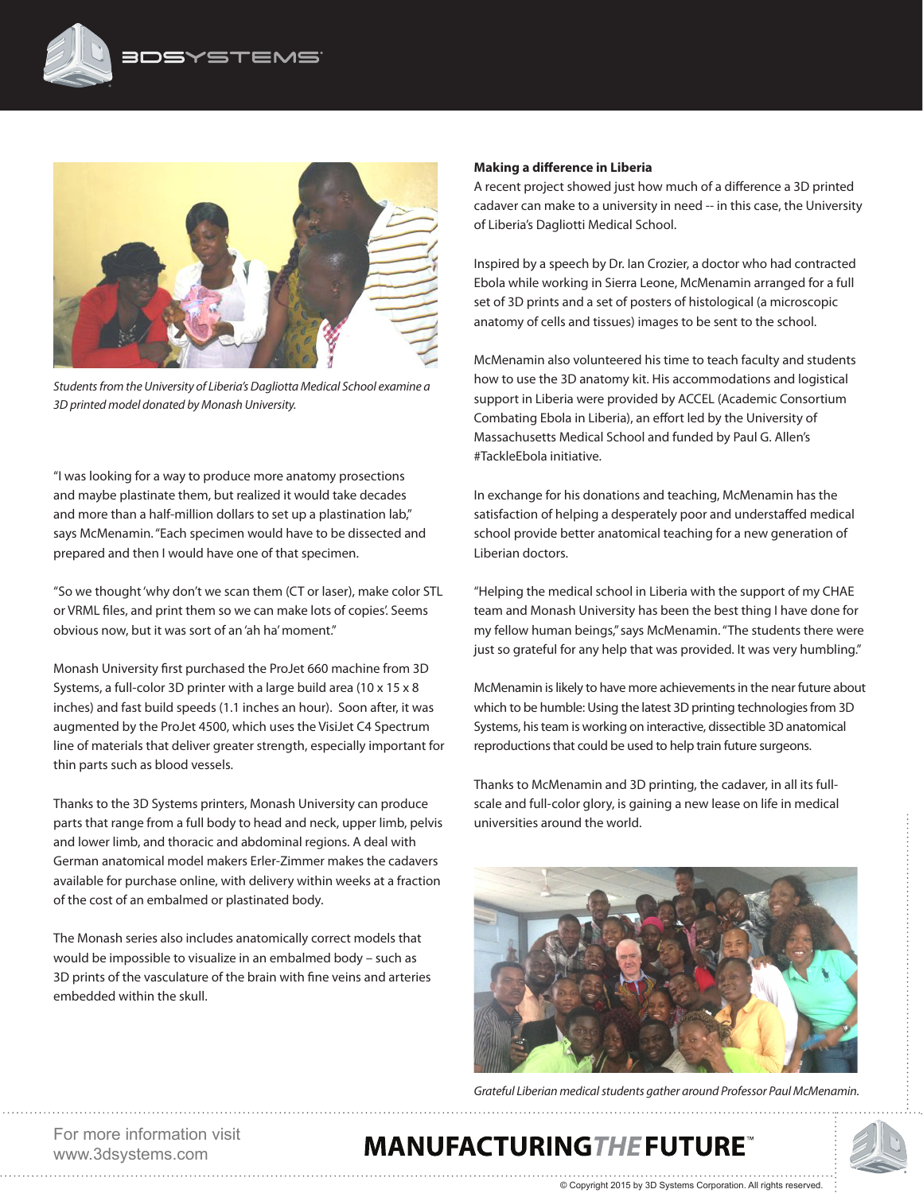*Students from the University of Liberia's Dagliotta Medical School examine a 3D printed model donated by Monash University.*

"I was looking for a way to produce more anatomy prosections and maybe plastinate them, but realized it would take decades and more than a half-million dollars to set up a plastination lab," says McMenamin. "Each specimen would have to be dissected and prepared and then I would have one of that specimen.

"So we thought 'why don't we scan them (CT or laser), make color STL or VRML files, and print them so we can make lots of copies'. Seems obvious now, but it was sort of an 'ah ha' moment."

Monash University first purchased the ProJet 660 machine from 3D Systems, a full-color 3D printer with a large build area (10 x 15 x 8 inches) and fast build speeds (1.1 inches an hour). Soon after, it was augmented by the ProJet 4500, which uses the VisiJet C4 Spectrum line of materials that deliver greater strength, especially important for thin parts such as blood vessels.

Thanks to the 3D Systems printers, Monash University can produce parts that range from a full body to head and neck, upper limb, pelvis and lower limb, and thoracic and abdominal regions. A deal with German anatomical model makers Erler-Zimmer makes the cadavers available for purchase online, with delivery within weeks at a fraction of the cost of an embalmed or plastinated body.

The Monash series also includes anatomically correct models that would be impossible to visualize in an embalmed body – such as 3D prints of the vasculature of the brain with fine veins and arteries embedded within the skull.

**Making a difference in Liberia**

A recent project showed just how much of a difference a 3D printed cadaver can make to a university in need -- in this case, the University of Liberia's Dagliotti Medical School.

Inspired by a speech by Dr. Ian Crozier, a doctor who had contracted Ebola while working in Sierra Leone, McMenamin arranged for a full set of 3D prints and a set of posters of histological (a microscopic anatomy of cells and tissues) images to be sent to the school.

McMenamin also volunteered his time to teach faculty and students how to use the 3D anatomy kit. His accommodations and logistical support in Liberia were provided by ACCEL (Academic Consortium Combating Ebola in Liberia), an effort led by the University of Massachusetts Medical School and funded by Paul G. Allen's #TackleEbola initiative.

In exchange for his donations and teaching, McMenamin has the satisfaction of helping a desperately poor and understaffed medical school provide better anatomical teaching for a new generation of Liberian doctors.

"Helping the medical school in Liberia with the support of my CHAE team and Monash University has been the best thing I have done for my fellow human beings," says McMenamin. "The students there were just so grateful for any help that was provided. It was very humbling."

McMenamin is likely to have more achievements in the near future about which to be humble: Using the latest 3D printing technologies from 3D Systems, his team is working on interactive, dissectible 3D anatomical reproductions that could be used to help train future surgeons.

Thanks to McMenamin and 3D printing, the cadaver, in all its full-scale and full-color glory, is gaining a new lease on life in medical universities around the world.

*Grateful Liberian medical students gather around Professor Paul McMenamin.*

For more information visit
www.3dsystems.com

**MANUFACTURING*THE*FUTURE**™

© Copyright 2015 by 3D Systems Corporation. All rights reserved.